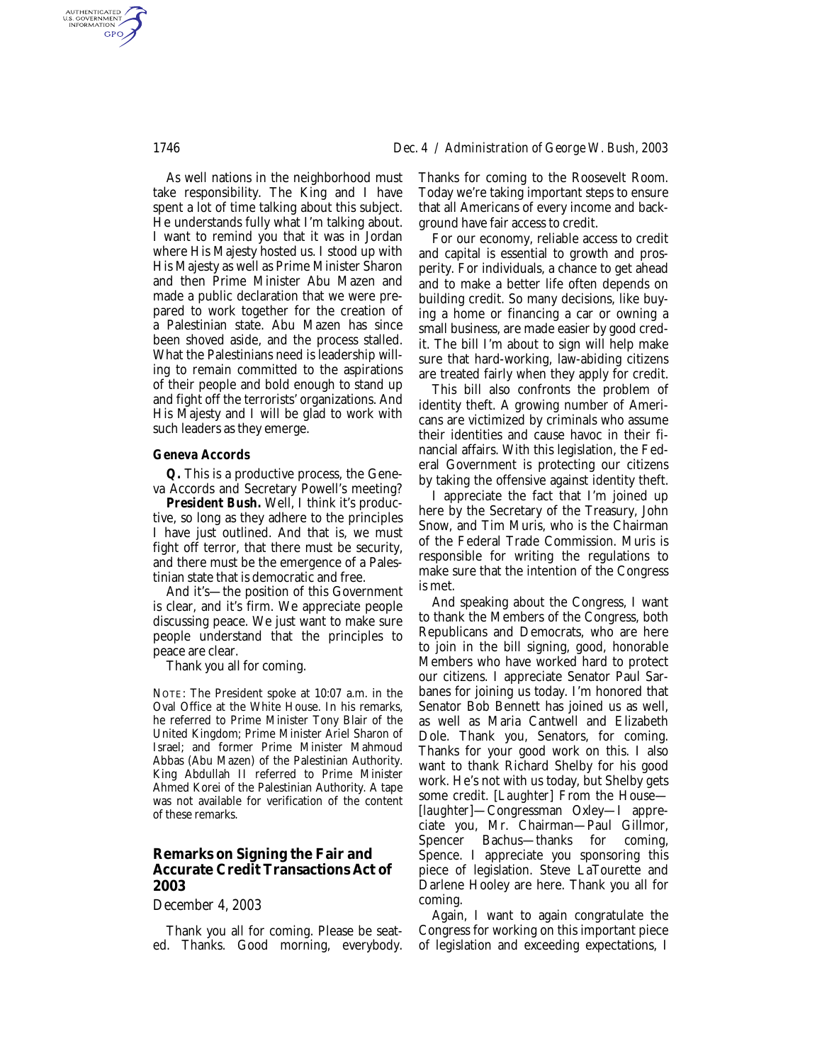As well nations in the neighborhood must take responsibility. The King and I have spent a lot of time talking about this subject. He understands fully what I'm talking about. I want to remind you that it was in Jordan where His Majesty hosted us. I stood up with His Majesty as well as Prime Minister Sharon and then Prime Minister Abu Mazen and made a public declaration that we were prepared to work together for the creation of a Palestinian state. Abu Mazen has since been shoved aside, and the process stalled. What the Palestinians need is leadership willing to remain committed to the aspirations of their people and bold enough to stand up and fight off the terrorists' organizations. And His Majesty and I will be glad to work with such leaders as they emerge.

### Geneva Accords

**Q.** This is a productive process, the Geneva Accords and Secretary Powell's meeting?

**President Bush.** Well, I think it's productive, so long as they adhere to the principles I have just outlined. And that is, we must fight off terror, that there must be security, and there must be the emergence of a Palestinian state that is democratic and free.

And it's—the position of this Government is clear, and it's firm. We appreciate people discussing peace. We just want to make sure people understand that the principles to peace are clear.

Thank you all for coming.

NOTE: The President spoke at 10:07 a.m. in the Oval Office at the White House. In his remarks, he referred to Prime Minister Tony Blair of the United Kingdom; Prime Minister Ariel Sharon of Israel; and former Prime Minister Mahmoud Abbas (Abu Mazen) of the Palestinian Authority. King Abdullah II referred to Prime Minister Ahmed Korei of the Palestinian Authority. A tape was not available for verification of the content of these remarks.

## Remarks on Signing the Fair and Accurate Credit Transactions Act of 2003

*December 4, 2003*

Thank you all for coming. Please be seated. Thanks. Good morning, everybody. Thanks for coming to the Roosevelt Room. Today we're taking important steps to ensure that all Americans of every income and background have fair access to credit.

For our economy, reliable access to credit and capital is essential to growth and prosperity. For individuals, a chance to get ahead and to make a better life often depends on building credit. So many decisions, like buying a home or financing a car or owning a small business, are made easier by good credit. The bill I'm about to sign will help make sure that hard-working, law-abiding citizens are treated fairly when they apply for credit.

This bill also confronts the problem of identity theft. A growing number of Americans are victimized by criminals who assume their identities and cause havoc in their financial affairs. With this legislation, the Federal Government is protecting our citizens by taking the offensive against identity theft.

I appreciate the fact that I'm joined up here by the Secretary of the Treasury, John Snow, and Tim Muris, who is the Chairman of the Federal Trade Commission. Muris is responsible for writing the regulations to make sure that the intention of the Congress is met.

And speaking about the Congress, I want to thank the Members of the Congress, both Republicans and Democrats, who are here to join in the bill signing, good, honorable Members who have worked hard to protect our citizens. I appreciate Senator Paul Sarbanes for joining us today. I'm honored that Senator Bob Bennett has joined us as well, as well as Maria Cantwell and Elizabeth Dole. Thank you, Senators, for coming. Thanks for your good work on this. I also want to thank Richard Shelby for his good work. He's not with us today, but Shelby gets some credit. [*Laughter*] From the House—[*laughter*]—Congressman Oxley—I appreciate you, Mr. Chairman—Paul Gillmor, Spencer Bachus—thanks for coming, Spence. I appreciate you sponsoring this piece of legislation. Steve LaTourette and Darlene Hooley are here. Thank you all for coming.

Again, I want to again congratulate the Congress for working on this important piece of legislation and exceeding expectations, I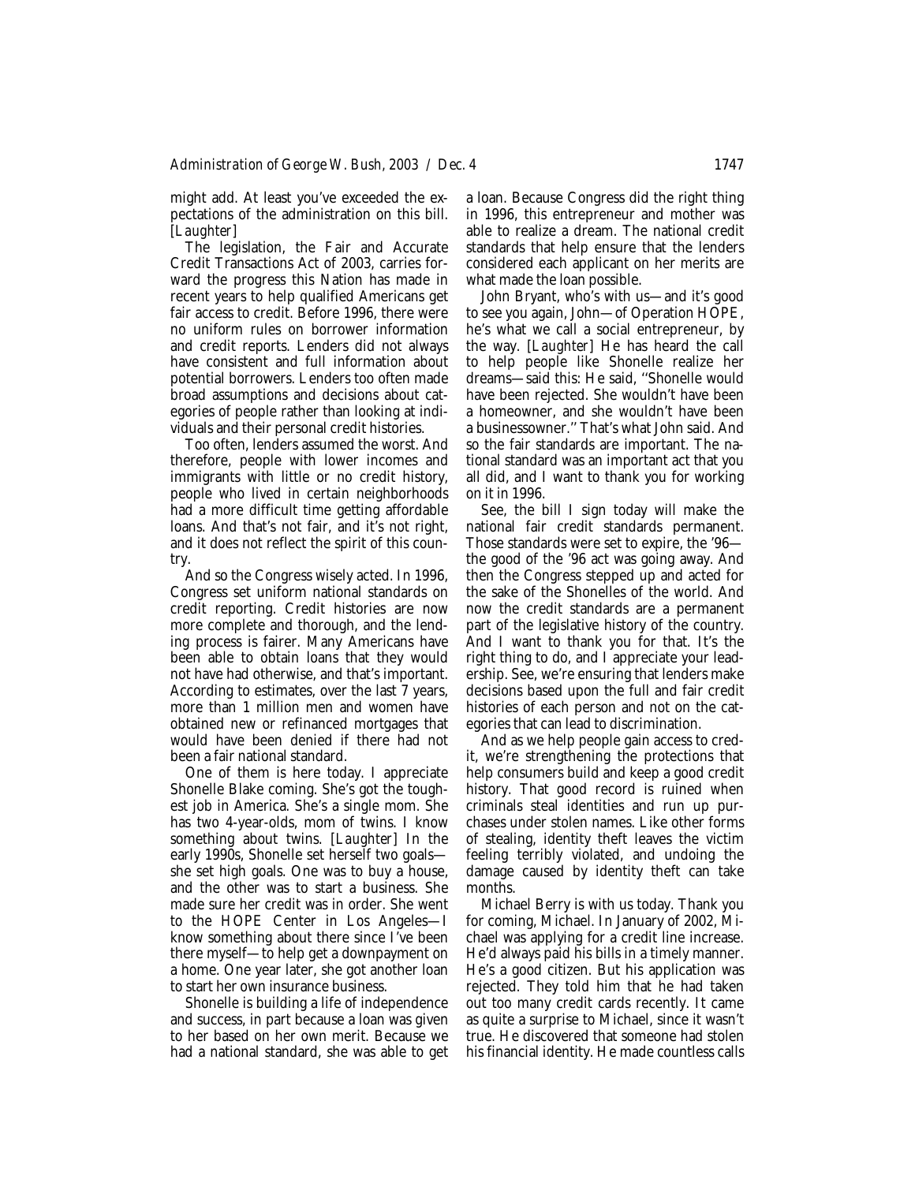might add. At least you've exceeded the expectations of the administration on this bill. [*Laughter*]

The legislation, the Fair and Accurate Credit Transactions Act of 2003, carries forward the progress this Nation has made in recent years to help qualified Americans get fair access to credit. Before 1996, there were no uniform rules on borrower information and credit reports. Lenders did not always have consistent and full information about potential borrowers. Lenders too often made broad assumptions and decisions about categories of people rather than looking at individuals and their personal credit histories.

Too often, lenders assumed the worst. And therefore, people with lower incomes and immigrants with little or no credit history, people who lived in certain neighborhoods had a more difficult time getting affordable loans. And that's not fair, and it's not right, and it does not reflect the spirit of this country.

And so the Congress wisely acted. In 1996, Congress set uniform national standards on credit reporting. Credit histories are now more complete and thorough, and the lending process is fairer. Many Americans have been able to obtain loans that they would not have had otherwise, and that's important. According to estimates, over the last 7 years, more than 1 million men and women have obtained new or refinanced mortgages that would have been denied if there had not been a fair national standard.

One of them is here today. I appreciate Shonelle Blake coming. She's got the toughest job in America. She's a single mom. She has two 4-year-olds, mom of twins. I know something about twins. [*Laughter*] In the early 1990s, Shonelle set herself two goals—she set high goals. One was to buy a house, and the other was to start a business. She made sure her credit was in order. She went to the HOPE Center in Los Angeles—I know something about there since I've been there myself—to help get a downpayment on a home. One year later, she got another loan to start her own insurance business.

Shonelle is building a life of independence and success, in part because a loan was given to her based on her own merit. Because we had a national standard, she was able to get a loan. Because Congress did the right thing in 1996, this entrepreneur and mother was able to realize a dream. The national credit standards that help ensure that the lenders considered each applicant on her merits are what made the loan possible.

John Bryant, who's with us—and it's good to see you again, John—of Operation HOPE, he's what we call a social entrepreneur, by the way. [*Laughter*] He has heard the call to help people like Shonelle realize her dreams—said this: He said, "Shonelle would have been rejected. She wouldn't have been a homeowner, and she wouldn't have been a businessowner." That's what John said. And so the fair standards are important. The national standard was an important act that you all did, and I want to thank you for working on it in 1996.

See, the bill I sign today will make the national fair credit standards permanent. Those standards were set to expire, the '96—the good of the '96 act was going away. And then the Congress stepped up and acted for the sake of the Shonelles of the world. And now the credit standards are a permanent part of the legislative history of the country. And I want to thank you for that. It's the right thing to do, and I appreciate your leadership. See, we're ensuring that lenders make decisions based upon the full and fair credit histories of each person and not on the categories that can lead to discrimination.

And as we help people gain access to credit, we're strengthening the protections that help consumers build and keep a good credit history. That good record is ruined when criminals steal identities and run up purchases under stolen names. Like other forms of stealing, identity theft leaves the victim feeling terribly violated, and undoing the damage caused by identity theft can take months.

Michael Berry is with us today. Thank you for coming, Michael. In January of 2002, Michael was applying for a credit line increase. He'd always paid his bills in a timely manner. He's a good citizen. But his application was rejected. They told him that he had taken out too many credit cards recently. It came as quite a surprise to Michael, since it wasn't true. He discovered that someone had stolen his financial identity. He made countless calls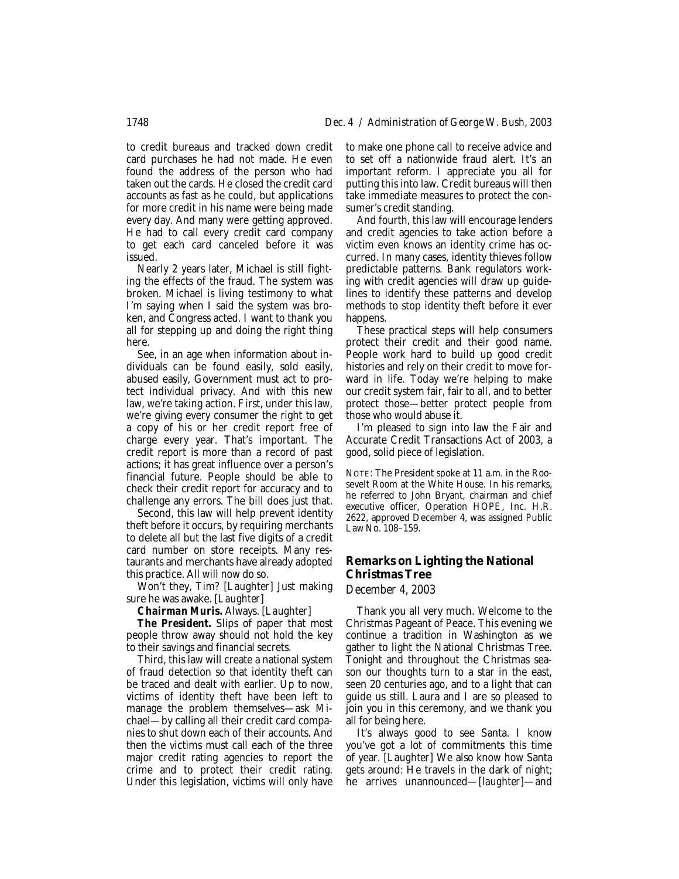to credit bureaus and tracked down credit card purchases he had not made. He even found the address of the person who had taken out the cards. He closed the credit card accounts as fast as he could, but applications for more credit in his name were being made every day. And many were getting approved. He had to call every credit card company to get each card canceled before it was issued.

Nearly 2 years later, Michael is still fighting the effects of the fraud. The system was broken. Michael is living testimony to what I'm saying when I said the system was broken, and Congress acted. I want to thank you all for stepping up and doing the right thing here.

See, in an age when information about individuals can be found easily, sold easily, abused easily, Government must act to protect individual privacy. And with this new law, we're taking action. First, under this law, we're giving every consumer the right to get a copy of his or her credit report free of charge every year. That's important. The credit report is more than a record of past actions; it has great influence over a person's financial future. People should be able to check their credit report for accuracy and to challenge any errors. The bill does just that.

Second, this law will help prevent identity theft before it occurs, by requiring merchants to delete all but the last five digits of a credit card number on store receipts. Many restaurants and merchants have already adopted this practice. All will now do so.

Won't they, Tim? [*Laughter*] Just making sure he was awake. [*Laughter*]

***Chairman Muris.*** Always. [*Laughter*]

***The President.*** Slips of paper that most people throw away should not hold the key to their savings and financial secrets.

Third, this law will create a national system of fraud detection so that identity theft can be traced and dealt with earlier. Up to now, victims of identity theft have been left to manage the problem themselves—ask Michael—by calling all their credit card companies to shut down each of their accounts. And then the victims must call each of the three major credit rating agencies to report the crime and to protect their credit rating. Under this legislation, victims will only have to make one phone call to receive advice and to set off a nationwide fraud alert. It's an important reform. I appreciate you all for putting this into law. Credit bureaus will then take immediate measures to protect the consumer's credit standing.

And fourth, this law will encourage lenders and credit agencies to take action before a victim even knows an identity crime has occurred. In many cases, identity thieves follow predictable patterns. Bank regulators working with credit agencies will draw up guidelines to identify these patterns and develop methods to stop identity theft before it ever happens.

These practical steps will help consumers protect their credit and their good name. People work hard to build up good credit histories and rely on their credit to move forward in life. Today we're helping to make our credit system fair, fair to all, and to better protect those—better protect people from those who would abuse it.

I'm pleased to sign into law the Fair and Accurate Credit Transactions Act of 2003, a good, solid piece of legislation.

NOTE: The President spoke at 11 a.m. in the Roosevelt Room at the White House. In his remarks, he referred to John Bryant, chairman and chief executive officer, Operation HOPE, Inc. H.R. 2622, approved December 4, was assigned Public Law No. 108–159.

## Remarks on Lighting the National Christmas Tree

*December 4, 2003*

Thank you all very much. Welcome to the Christmas Pageant of Peace. This evening we continue a tradition in Washington as we gather to light the National Christmas Tree. Tonight and throughout the Christmas season our thoughts turn to a star in the east, seen 20 centuries ago, and to a light that can guide us still. Laura and I are so pleased to join you in this ceremony, and we thank you all for being here.

It's always good to see Santa. I know you've got a lot of commitments this time of year. [*Laughter*] We also know how Santa gets around: He travels in the dark of night; he arrives unannounced—[*laughter*]—and